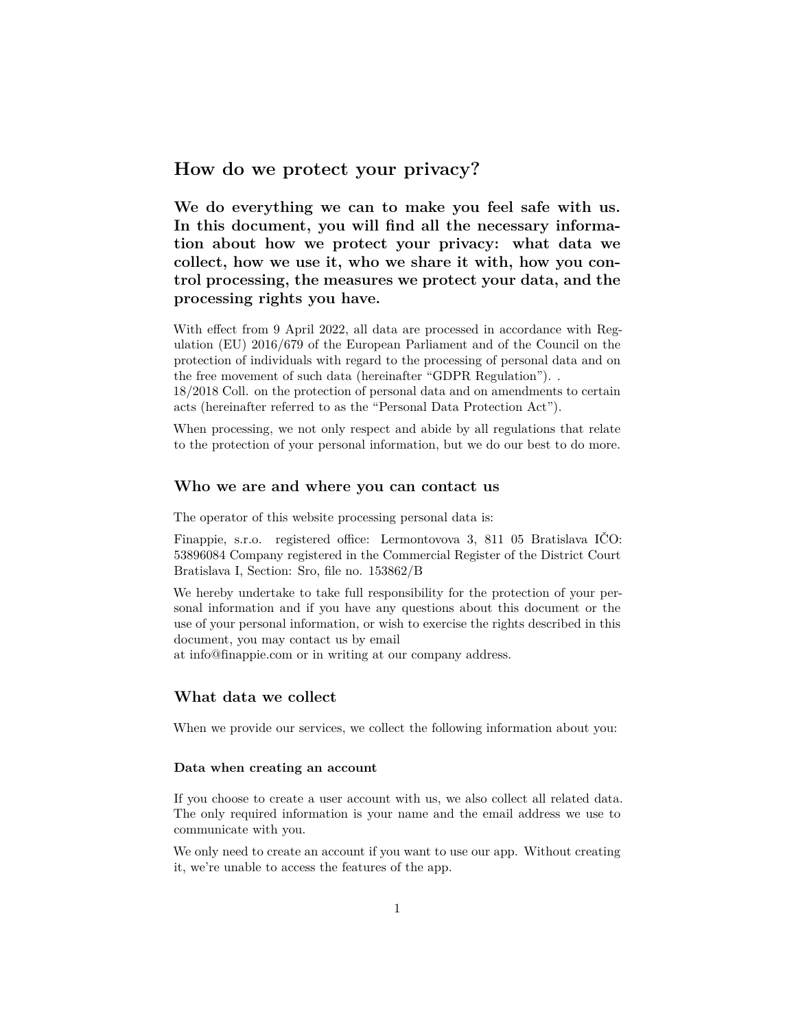# How do we protect your privacy?

**We do everything we can to make you feel safe with us. In this document, you will find all the necessary information about how we protect your privacy: what data we collect, how we use it, who we share it with, how you control processing, the measures we protect your data, and the processing rights you have.**

With effect from 9 April 2022, all data are processed in accordance with Regulation (EU) 2016/679 of the European Parliament and of the Council on the protection of individuals with regard to the processing of personal data and on the free movement of such data (hereinafter “GDPR Regulation”). .
18/2018 Coll. on the protection of personal data and on amendments to certain acts (hereinafter referred to as the “Personal Data Protection Act”).

When processing, we not only respect and abide by all regulations that relate to the protection of your personal information, but we do our best to do more.

## Who we are and where you can contact us

The operator of this website processing personal data is:

Finappie, s.r.o. registered office: Lermontovova 3, 811 05 Bratislava IČO: 53896084 Company registered in the Commercial Register of the District Court Bratislava I, Section: Sro, file no. 153862/B

We hereby undertake to take full responsibility for the protection of your personal information and if you have any questions about this document or the use of your personal information, or wish to exercise the rights described in this document, you may contact us by email
at info@finappie.com or in writing at our company address.

## What data we collect

When we provide our services, we collect the following information about you:

### Data when creating an account

If you choose to create a user account with us, we also collect all related data. The only required information is your name and the email address we use to communicate with you.

We only need to create an account if you want to use our app. Without creating it, we’re unable to access the features of the app.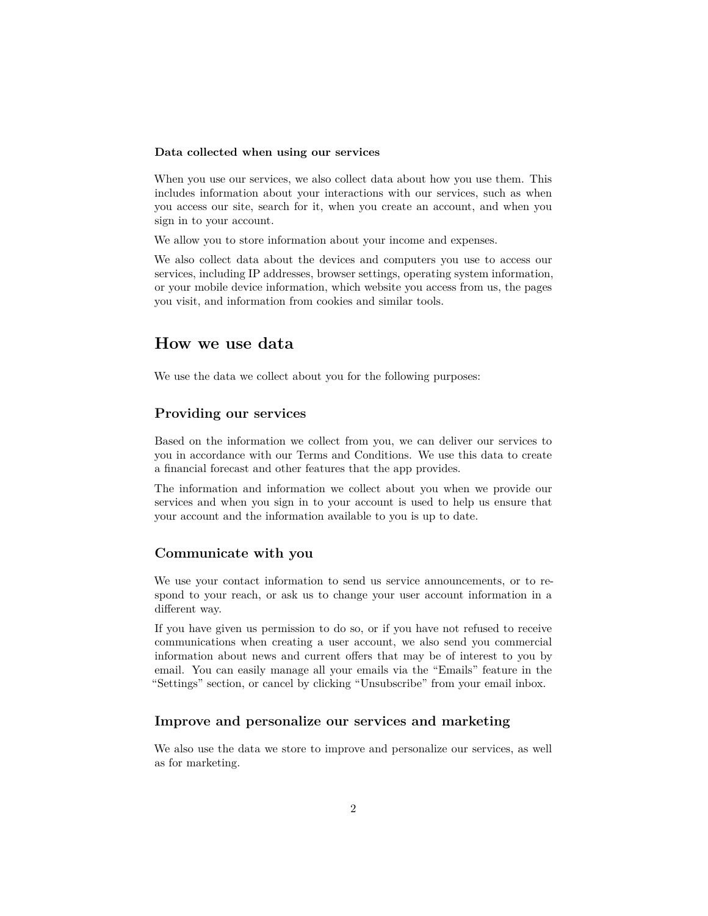**Data collected when using our services**

When you use our services, we also collect data about how you use them. This includes information about your interactions with our services, such as when you access our site, search for it, when you create an account, and when you sign in to your account.

We allow you to store information about your income and expenses.

We also collect data about the devices and computers you use to access our services, including IP addresses, browser settings, operating system information, or your mobile device information, which website you access from us, the pages you visit, and information from cookies and similar tools.

# How we use data

We use the data we collect about you for the following purposes:

## Providing our services

Based on the information we collect from you, we can deliver our services to you in accordance with our Terms and Conditions. We use this data to create a financial forecast and other features that the app provides.

The information and information we collect about you when we provide our services and when you sign in to your account is used to help us ensure that your account and the information available to you is up to date.

## Communicate with you

We use your contact information to send us service announcements, or to respond to your reach, or ask us to change your user account information in a different way.

If you have given us permission to do so, or if you have not refused to receive communications when creating a user account, we also send you commercial information about news and current offers that may be of interest to you by email. You can easily manage all your emails via the “Emails” feature in the “Settings” section, or cancel by clicking “Unsubscribe” from your email inbox.

## Improve and personalize our services and marketing

We also use the data we store to improve and personalize our services, as well as for marketing.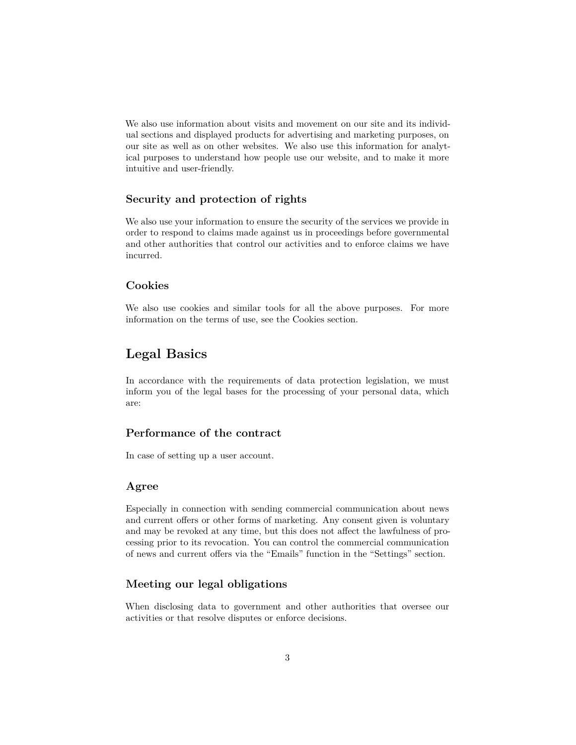We also use information about visits and movement on our site and its individual sections and displayed products for advertising and marketing purposes, on our site as well as on other websites. We also use this information for analytical purposes to understand how people use our website, and to make it more intuitive and user-friendly.

### Security and protection of rights

We also use your information to ensure the security of the services we provide in order to respond to claims made against us in proceedings before governmental and other authorities that control our activities and to enforce claims we have incurred.

### Cookies

We also use cookies and similar tools for all the above purposes. For more information on the terms of use, see the Cookies section.

## Legal Basics

In accordance with the requirements of data protection legislation, we must inform you of the legal bases for the processing of your personal data, which are:

### Performance of the contract

In case of setting up a user account.

### Agree

Especially in connection with sending commercial communication about news and current offers or other forms of marketing. Any consent given is voluntary and may be revoked at any time, but this does not affect the lawfulness of processing prior to its revocation. You can control the commercial communication of news and current offers via the "Emails" function in the "Settings" section.

### Meeting our legal obligations

When disclosing data to government and other authorities that oversee our activities or that resolve disputes or enforce decisions.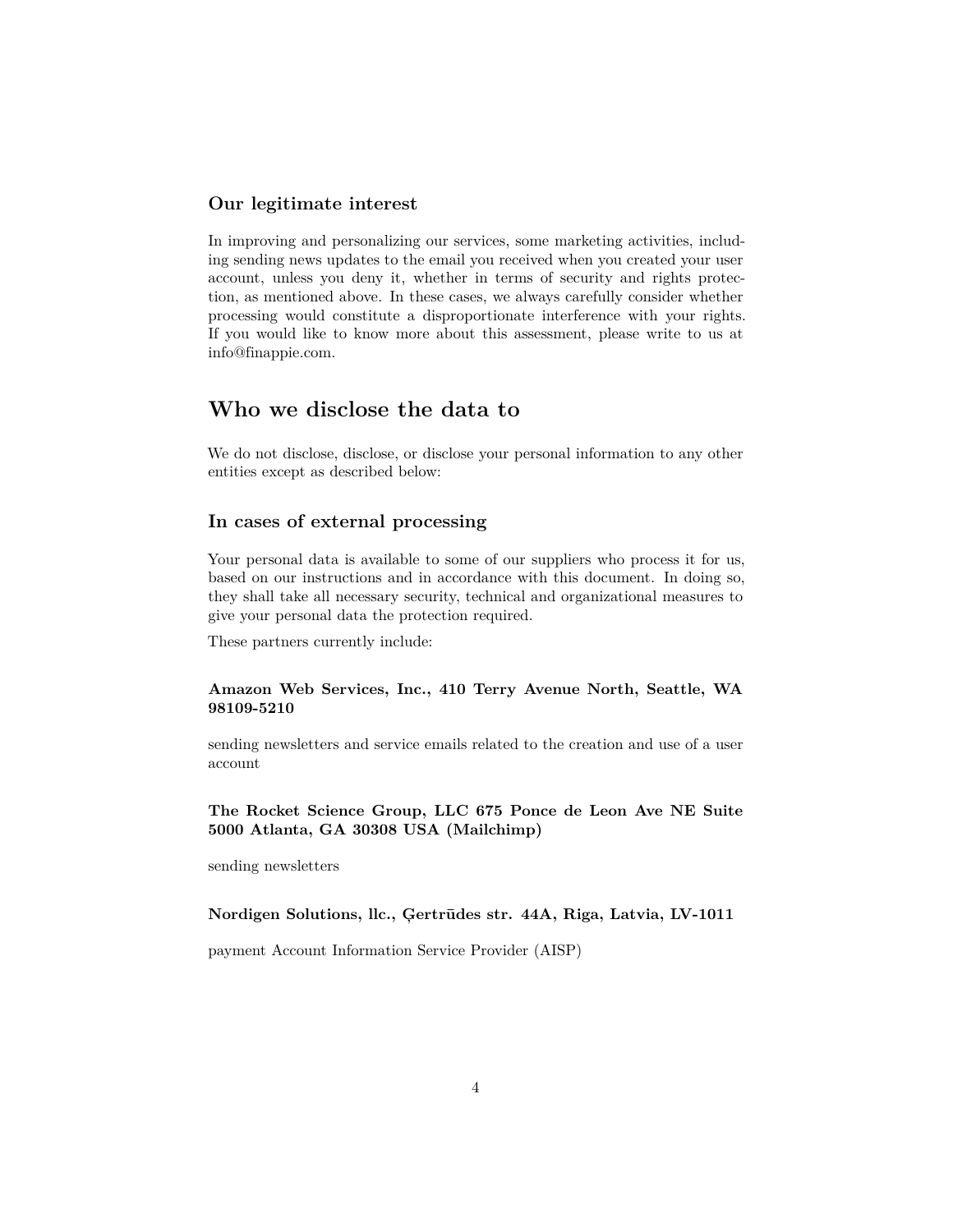### Our legitimate interest

In improving and personalizing our services, some marketing activities, including sending news updates to the email you received when you created your user account, unless you deny it, whether in terms of security and rights protection, as mentioned above. In these cases, we always carefully consider whether processing would constitute a disproportionate interference with your rights. If you would like to know more about this assessment, please write to us at info@finappie.com.

## Who we disclose the data to

We do not disclose, disclose, or disclose your personal information to any other entities except as described below:

### In cases of external processing

Your personal data is available to some of our suppliers who process it for us, based on our instructions and in accordance with this document. In doing so, they shall take all necessary security, technical and organizational measures to give your personal data the protection required.

These partners currently include:

#### Amazon Web Services, Inc., 410 Terry Avenue North, Seattle, WA 98109-5210

sending newsletters and service emails related to the creation and use of a user account

#### The Rocket Science Group, LLC 675 Ponce de Leon Ave NE Suite 5000 Atlanta, GA 30308 USA (Mailchimp)

sending newsletters

#### Nordigen Solutions, llc., Ģertrūdes str. 44A, Riga, Latvia, LV-1011

payment Account Information Service Provider (AISP)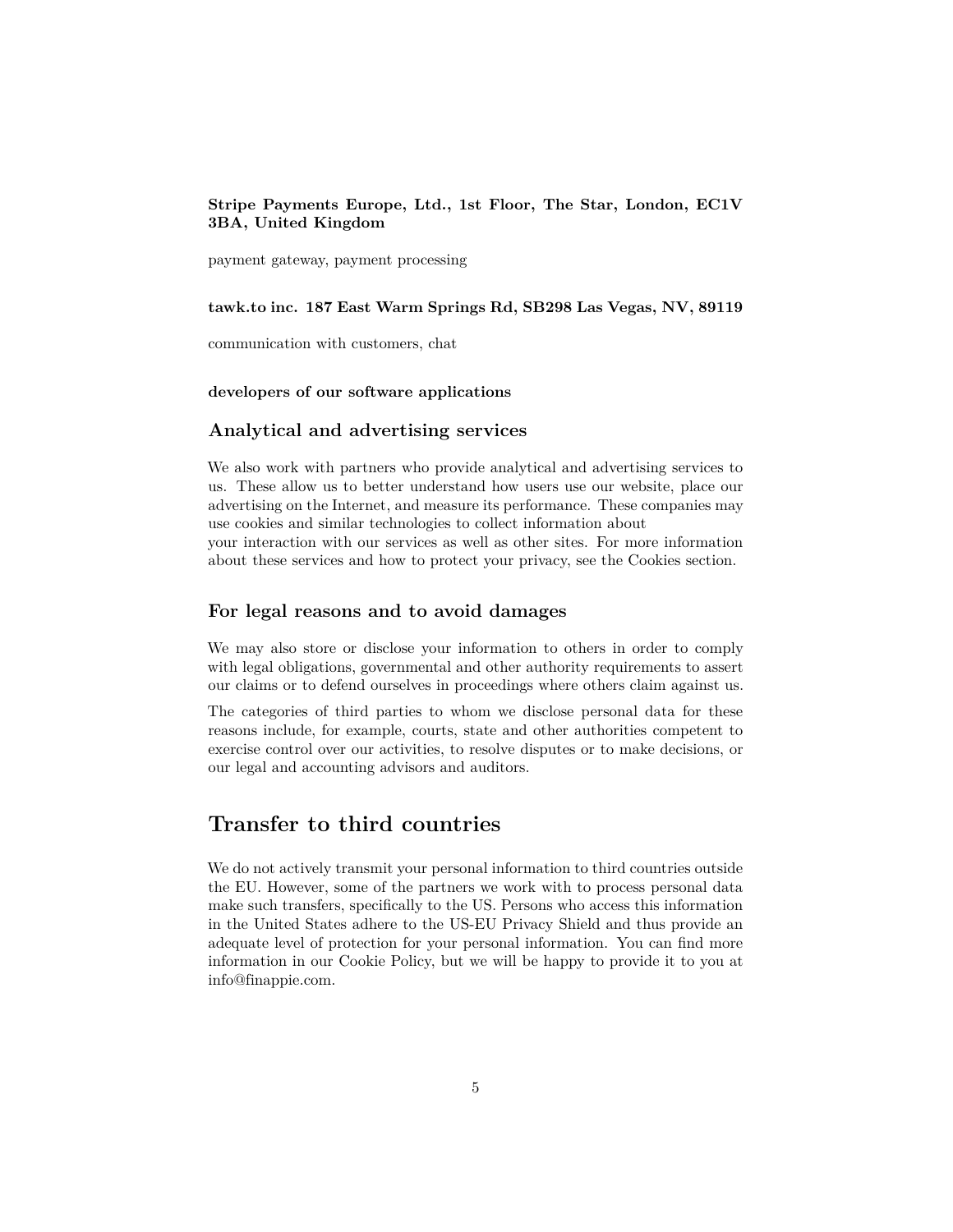**Stripe Payments Europe, Ltd., 1st Floor, The Star, London, EC1V 3BA, United Kingdom**

payment gateway, payment processing

**tawk.to inc. 187 East Warm Springs Rd, SB298 Las Vegas, NV, 89119**

communication with customers, chat

**developers of our software applications**

### Analytical and advertising services

We also work with partners who provide analytical and advertising services to us. These allow us to better understand how users use our website, place our advertising on the Internet, and measure its performance. These companies may use cookies and similar technologies to collect information about your interaction with our services as well as other sites. For more information about these services and how to protect your privacy, see the Cookies section.

### For legal reasons and to avoid damages

We may also store or disclose your information to others in order to comply with legal obligations, governmental and other authority requirements to assert our claims or to defend ourselves in proceedings where others claim against us.

The categories of third parties to whom we disclose personal data for these reasons include, for example, courts, state and other authorities competent to exercise control over our activities, to resolve disputes or to make decisions, or our legal and accounting advisors and auditors.

## Transfer to third countries

We do not actively transmit your personal information to third countries outside the EU. However, some of the partners we work with to process personal data make such transfers, specifically to the US. Persons who access this information in the United States adhere to the US-EU Privacy Shield and thus provide an adequate level of protection for your personal information. You can find more information in our Cookie Policy, but we will be happy to provide it to you at info@finappie.com.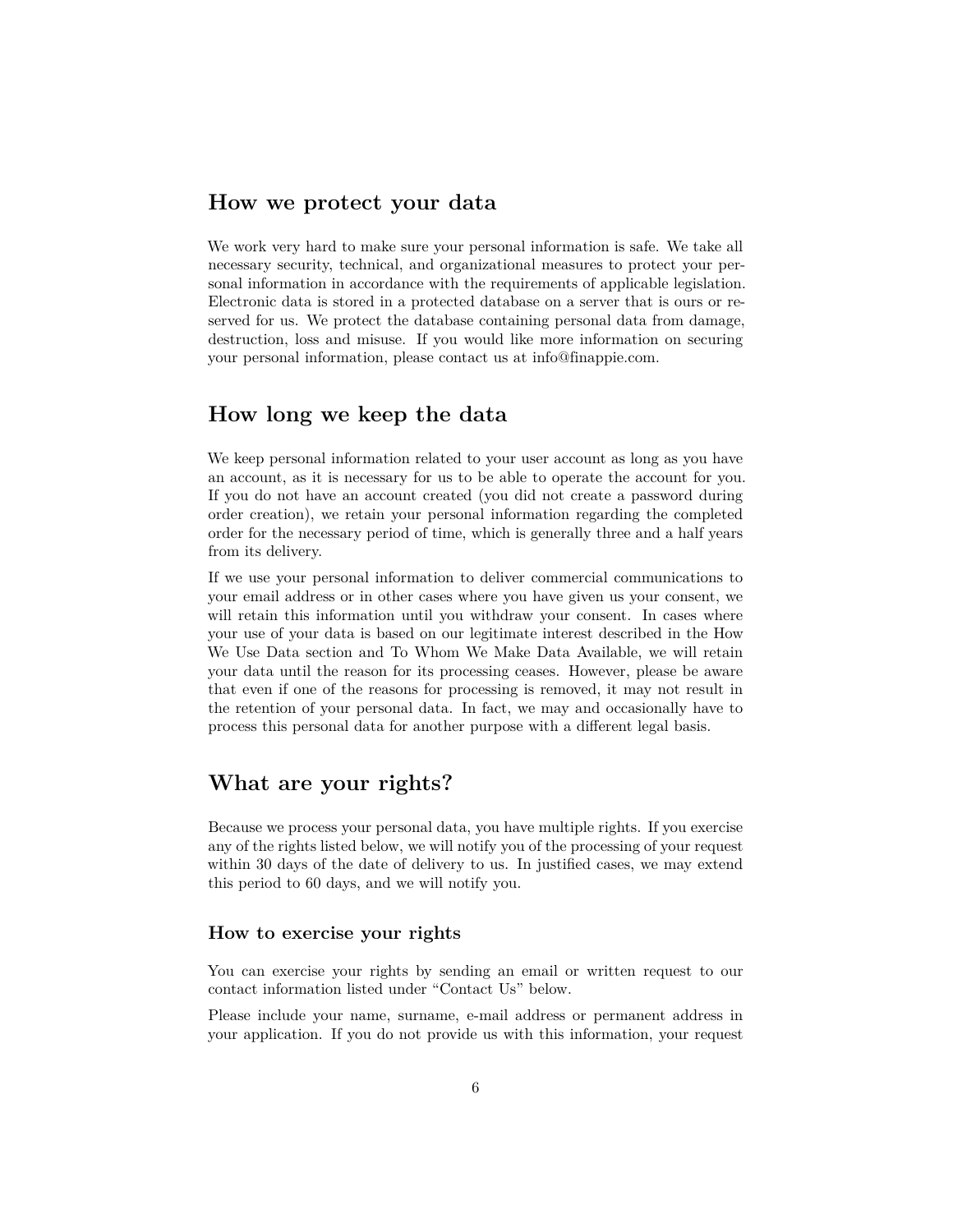## How we protect your data

We work very hard to make sure your personal information is safe. We take all necessary security, technical, and organizational measures to protect your personal information in accordance with the requirements of applicable legislation. Electronic data is stored in a protected database on a server that is ours or reserved for us. We protect the database containing personal data from damage, destruction, loss and misuse. If you would like more information on securing your personal information, please contact us at info@finappie.com.

## How long we keep the data

We keep personal information related to your user account as long as you have an account, as it is necessary for us to be able to operate the account for you. If you do not have an account created (you did not create a password during order creation), we retain your personal information regarding the completed order for the necessary period of time, which is generally three and a half years from its delivery.

If we use your personal information to deliver commercial communications to your email address or in other cases where you have given us your consent, we will retain this information until you withdraw your consent. In cases where your use of your data is based on our legitimate interest described in the How We Use Data section and To Whom We Make Data Available, we will retain your data until the reason for its processing ceases. However, please be aware that even if one of the reasons for processing is removed, it may not result in the retention of your personal data. In fact, we may and occasionally have to process this personal data for another purpose with a different legal basis.

## What are your rights?

Because we process your personal data, you have multiple rights. If you exercise any of the rights listed below, we will notify you of the processing of your request within 30 days of the date of delivery to us. In justified cases, we may extend this period to 60 days, and we will notify you.

### How to exercise your rights

You can exercise your rights by sending an email or written request to our contact information listed under "Contact Us" below.

Please include your name, surname, e-mail address or permanent address in your application. If you do not provide us with this information, your request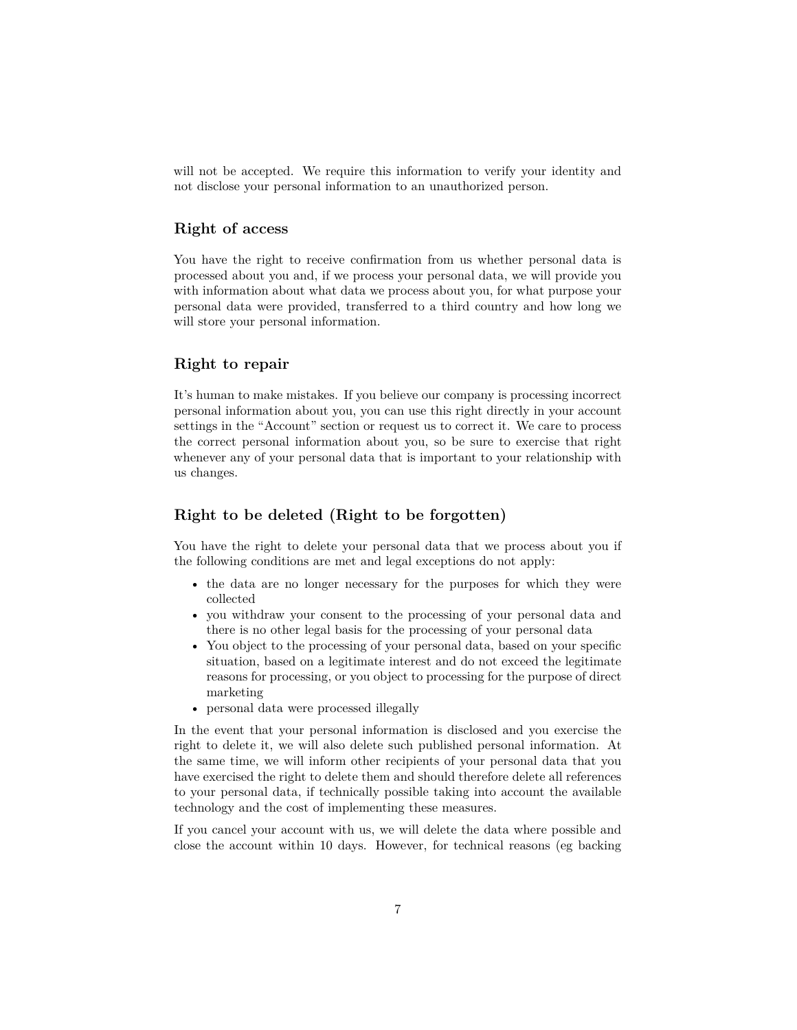will not be accepted. We require this information to verify your identity and not disclose your personal information to an unauthorized person.

## Right of access

You have the right to receive confirmation from us whether personal data is processed about you and, if we process your personal data, we will provide you with information about what data we process about you, for what purpose your personal data were provided, transferred to a third country and how long we will store your personal information.

## Right to repair

It's human to make mistakes. If you believe our company is processing incorrect personal information about you, you can use this right directly in your account settings in the "Account" section or request us to correct it. We care to process the correct personal information about you, so be sure to exercise that right whenever any of your personal data that is important to your relationship with us changes.

## Right to be deleted (Right to be forgotten)

You have the right to delete your personal data that we process about you if the following conditions are met and legal exceptions do not apply:

- the data are no longer necessary for the purposes for which they were collected
- you withdraw your consent to the processing of your personal data and there is no other legal basis for the processing of your personal data
- You object to the processing of your personal data, based on your specific situation, based on a legitimate interest and do not exceed the legitimate reasons for processing, or you object to processing for the purpose of direct marketing
- personal data were processed illegally

In the event that your personal information is disclosed and you exercise the right to delete it, we will also delete such published personal information. At the same time, we will inform other recipients of your personal data that you have exercised the right to delete them and should therefore delete all references to your personal data, if technically possible taking into account the available technology and the cost of implementing these measures.

If you cancel your account with us, we will delete the data where possible and close the account within 10 days. However, for technical reasons (eg backing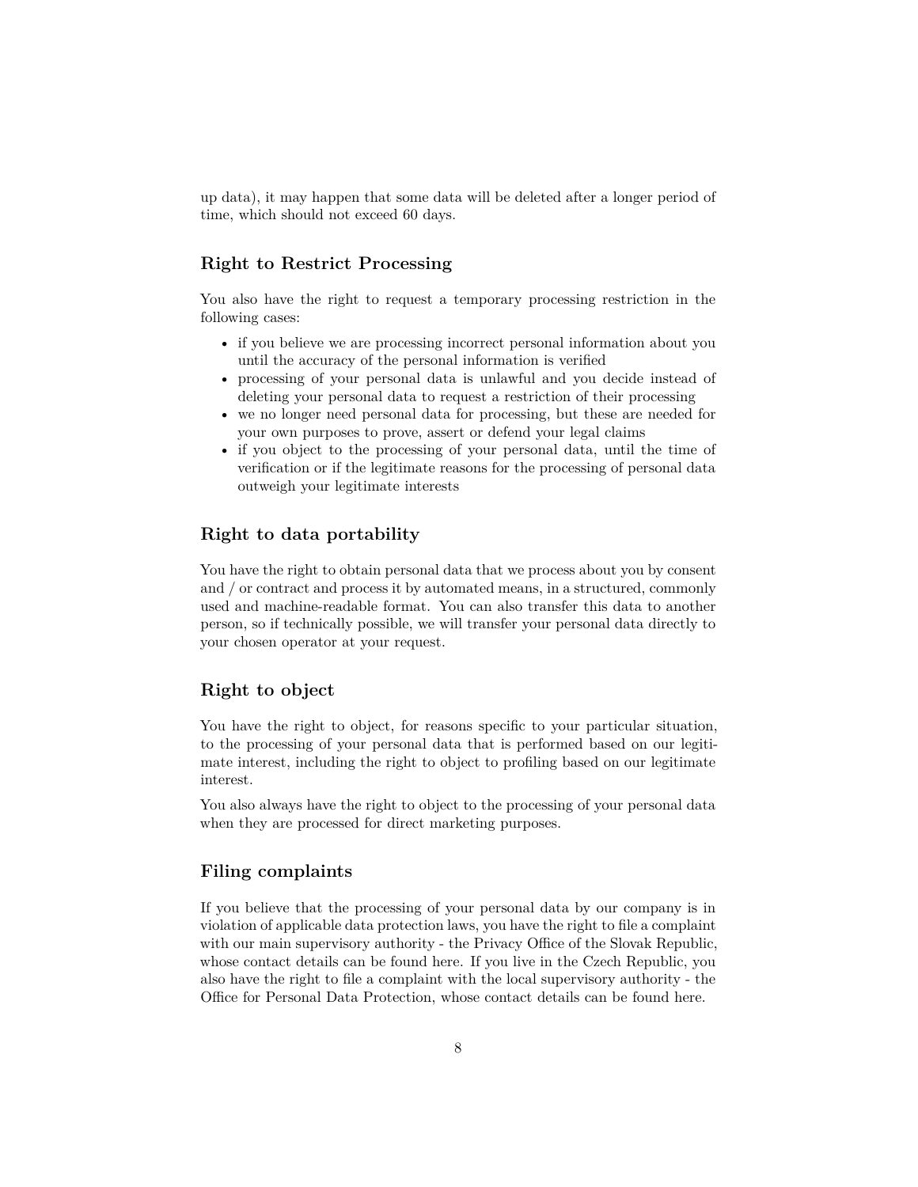up data), it may happen that some data will be deleted after a longer period of time, which should not exceed 60 days.

## Right to Restrict Processing

You also have the right to request a temporary processing restriction in the following cases:

- if you believe we are processing incorrect personal information about you until the accuracy of the personal information is verified
- processing of your personal data is unlawful and you decide instead of deleting your personal data to request a restriction of their processing
- we no longer need personal data for processing, but these are needed for your own purposes to prove, assert or defend your legal claims
- if you object to the processing of your personal data, until the time of verification or if the legitimate reasons for the processing of personal data outweigh your legitimate interests

## Right to data portability

You have the right to obtain personal data that we process about you by consent and / or contract and process it by automated means, in a structured, commonly used and machine-readable format. You can also transfer this data to another person, so if technically possible, we will transfer your personal data directly to your chosen operator at your request.

## Right to object

You have the right to object, for reasons specific to your particular situation, to the processing of your personal data that is performed based on our legitimate interest, including the right to object to profiling based on our legitimate interest.

You also always have the right to object to the processing of your personal data when they are processed for direct marketing purposes.

## Filing complaints

If you believe that the processing of your personal data by our company is in violation of applicable data protection laws, you have the right to file a complaint with our main supervisory authority - the Privacy Office of the Slovak Republic, whose contact details can be found here. If you live in the Czech Republic, you also have the right to file a complaint with the local supervisory authority - the Office for Personal Data Protection, whose contact details can be found here.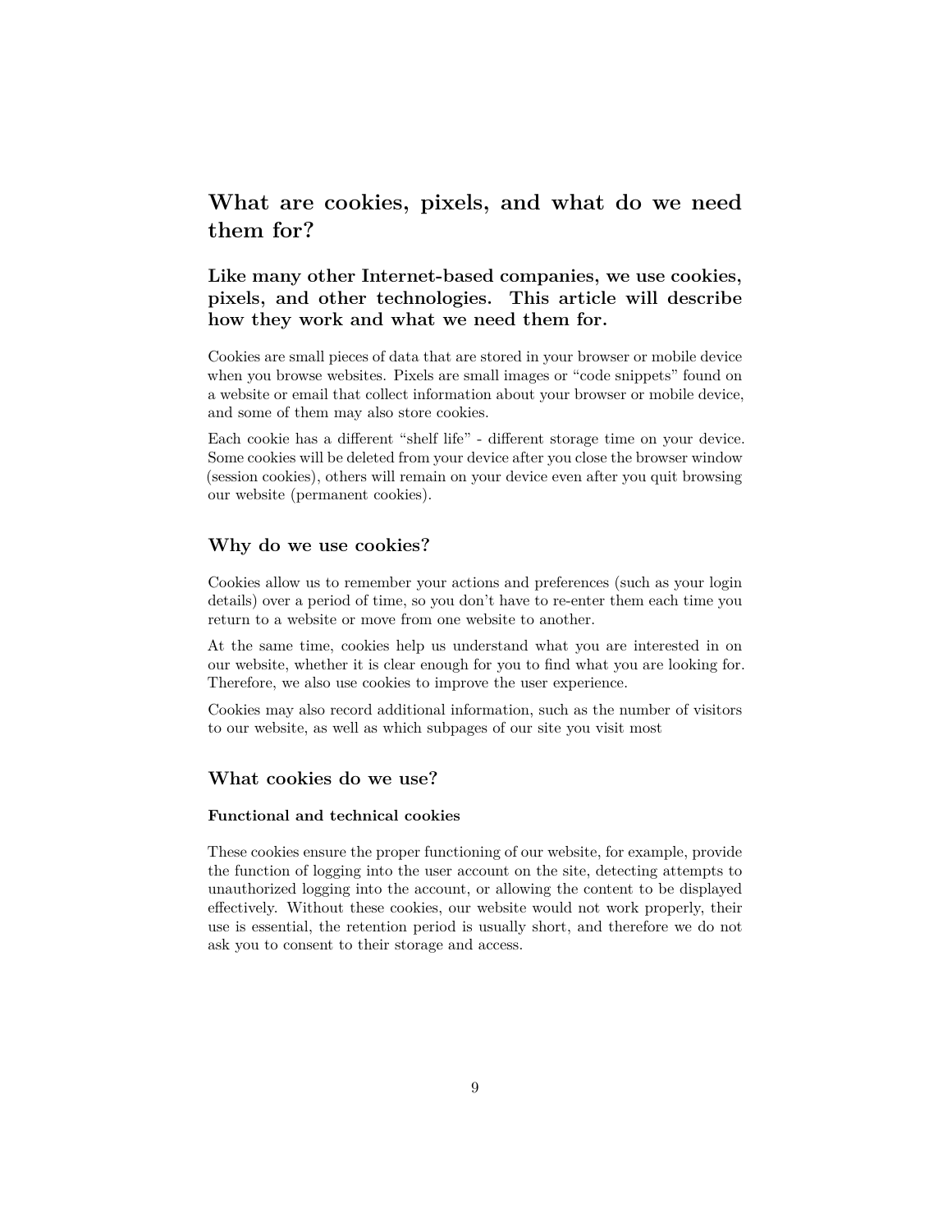# What are cookies, pixels, and what do we need them for?

## Like many other Internet-based companies, we use cookies, pixels, and other technologies. This article will describe how they work and what we need them for.

Cookies are small pieces of data that are stored in your browser or mobile device when you browse websites. Pixels are small images or "code snippets" found on a website or email that collect information about your browser or mobile device, and some of them may also store cookies.

Each cookie has a different "shelf life" - different storage time on your device. Some cookies will be deleted from your device after you close the browser window (session cookies), others will remain on your device even after you quit browsing our website (permanent cookies).

### Why do we use cookies?

Cookies allow us to remember your actions and preferences (such as your login details) over a period of time, so you don't have to re-enter them each time you return to a website or move from one website to another.

At the same time, cookies help us understand what you are interested in on our website, whether it is clear enough for you to find what you are looking for. Therefore, we also use cookies to improve the user experience.

Cookies may also record additional information, such as the number of visitors to our website, as well as which subpages of our site you visit most

### What cookies do we use?

#### Functional and technical cookies

These cookies ensure the proper functioning of our website, for example, provide the function of logging into the user account on the site, detecting attempts to unauthorized logging into the account, or allowing the content to be displayed effectively. Without these cookies, our website would not work properly, their use is essential, the retention period is usually short, and therefore we do not ask you to consent to their storage and access.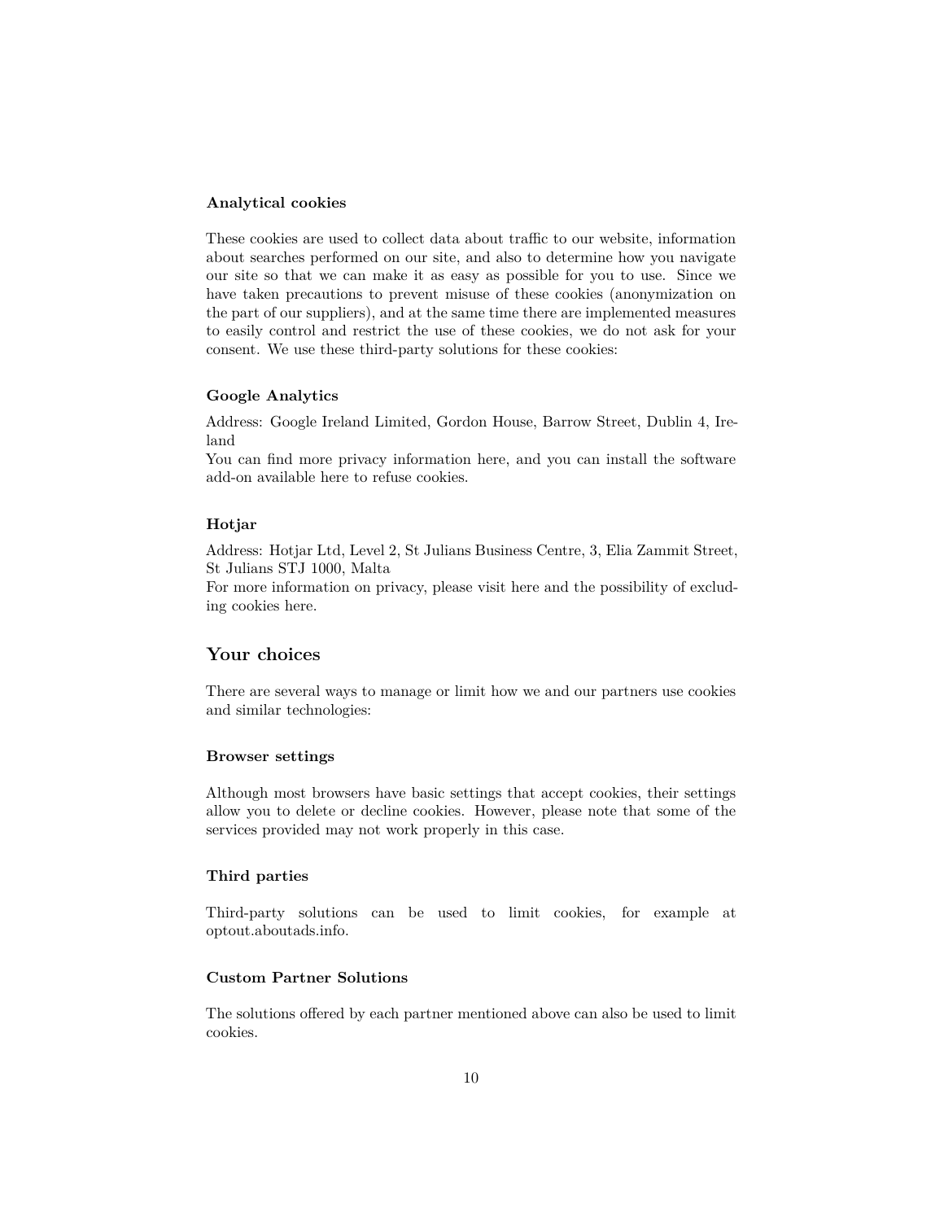### Analytical cookies

These cookies are used to collect data about traffic to our website, information about searches performed on our site, and also to determine how you navigate our site so that we can make it as easy as possible for you to use. Since we have taken precautions to prevent misuse of these cookies (anonymization on the part of our suppliers), and at the same time there are implemented measures to easily control and restrict the use of these cookies, we do not ask for your consent. We use these third-party solutions for these cookies:

#### Google Analytics

Address: Google Ireland Limited, Gordon House, Barrow Street, Dublin 4, Ireland
You can find more privacy information here, and you can install the software add-on available here to refuse cookies.

#### Hotjar

Address: Hotjar Ltd, Level 2, St Julians Business Centre, 3, Elia Zammit Street, St Julians STJ 1000, Malta
For more information on privacy, please visit here and the possibility of excluding cookies here.

## Your choices

There are several ways to manage or limit how we and our partners use cookies and similar technologies:

### Browser settings

Although most browsers have basic settings that accept cookies, their settings allow you to delete or decline cookies. However, please note that some of the services provided may not work properly in this case.

### Third parties

Third-party solutions can be used to limit cookies, for example at optout.aboutads.info.

### Custom Partner Solutions

The solutions offered by each partner mentioned above can also be used to limit cookies.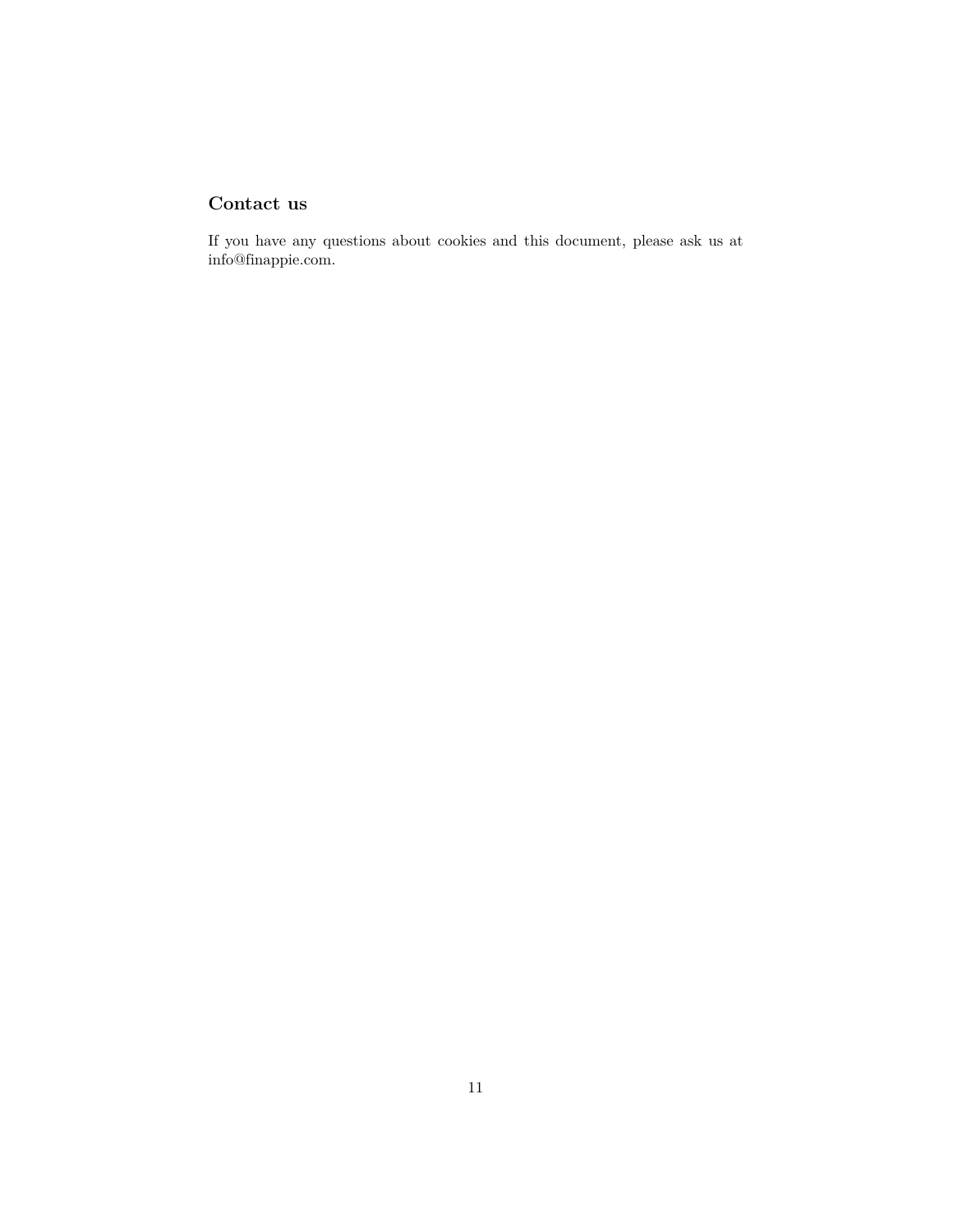## Contact us

If you have any questions about cookies and this document, please ask us at info@finappie.com.